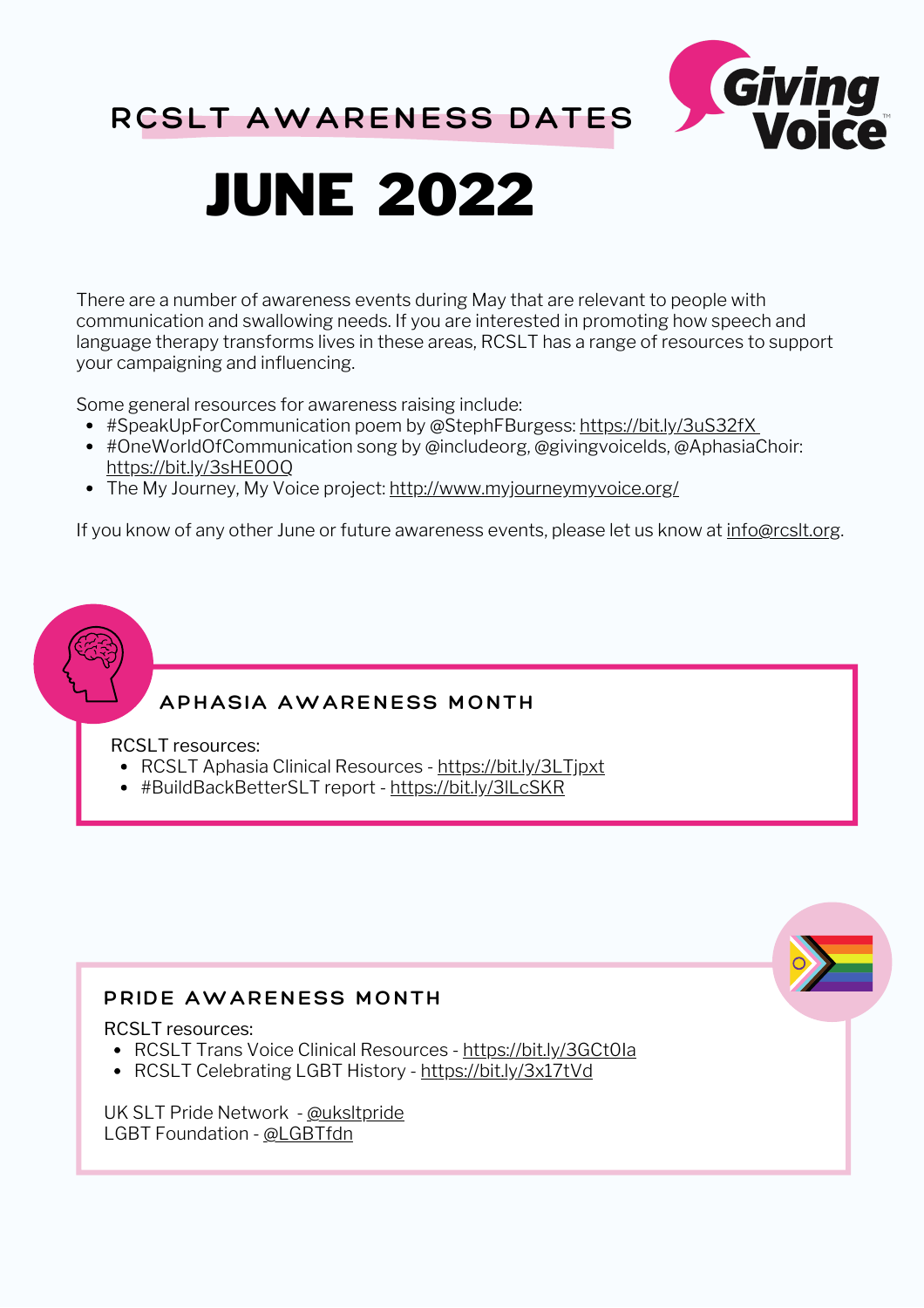# RCSLT AWARENESS DATES

Giving Voice

# JUNE 2022

There are a number of awareness events during May that are relevant to people with communication and swallowing needs. If you are interested in promoting how speech and language therapy transforms lives in these areas, RCSLT has a range of resources to support your campaigning and influencing.

Some general resources for awareness raising include:

- #SpeakUpForCommunication poem by @StephFBurgess: https://bit.ly/3uS32fX
- #OneWorldOfCommunication song by @includeorg, @givingvoicelds, @AphasiaChoir: https://bit.ly/3sHE0OQ
- The My Journey, My Voice project: http://www.myjourneymyvoice.org/

If you know of any other June or future awareness events, please let us know at info@rcslt.org.

## APHASIA AWARENESS MONTH

RCSLT resources:

- RCSLT Aphasia Clinical Resources - https://bit.ly/3LTjpxt
- #BuildBackBetterSLT report - https://bit.ly/3lLcSKR

## PRIDE AWARENESS MONTH

RCSLT resources:

- RCSLT Trans Voice Clinical Resources - https://bit.ly/3GCt0Ia
- RCSLT Celebrating LGBT History - https://bit.ly/3x17tVd

UK SLT Pride Network - @uksltpride
LGBT Foundation - @LGBTfdn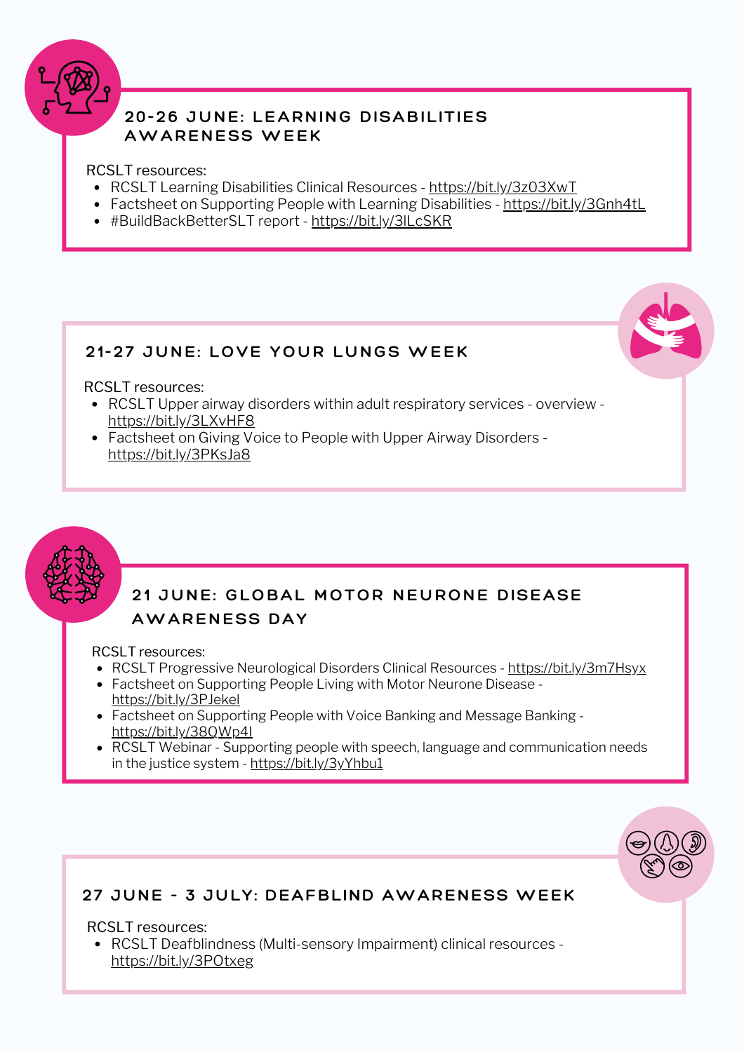## 20-26 JUNE: LEARNING DISABILITIES AWARENESS WEEK

RCSLT resources:

- RCSLT Learning Disabilities Clinical Resources - https://bit.ly/3z03XwT
- Factsheet on Supporting People with Learning Disabilities - https://bit.ly/3Gnh4tL
- #BuildBackBetterSLT report - https://bit.ly/3lLcSKR

## 21-27 JUNE: LOVE YOUR LUNGS WEEK

RCSLT resources:

- RCSLT Upper airway disorders within adult respiratory services - overview - https://bit.ly/3LXvHF8
- Factsheet on Giving Voice to People with Upper Airway Disorders - https://bit.ly/3PKsJa8

## 21 JUNE: GLOBAL MOTOR NEURONE DISEASE AWARENESS DAY

RCSLT resources:

- RCSLT Progressive Neurological Disorders Clinical Resources - https://bit.ly/3m7Hsyx
- Factsheet on Supporting People Living with Motor Neurone Disease - https://bit.ly/3PJekel
- Factsheet on Supporting People with Voice Banking and Message Banking - https://bit.ly/38QWp4I
- RCSLT Webinar - Supporting people with speech, language and communication needs in the justice system - https://bit.ly/3yYhbu1

## 27 JUNE - 3 JULY: DEAFBLIND AWARENESS WEEK

RCSLT resources:

- RCSLT Deafblindness (Multi-sensory Impairment) clinical resources - https://bit.ly/3POtxeg